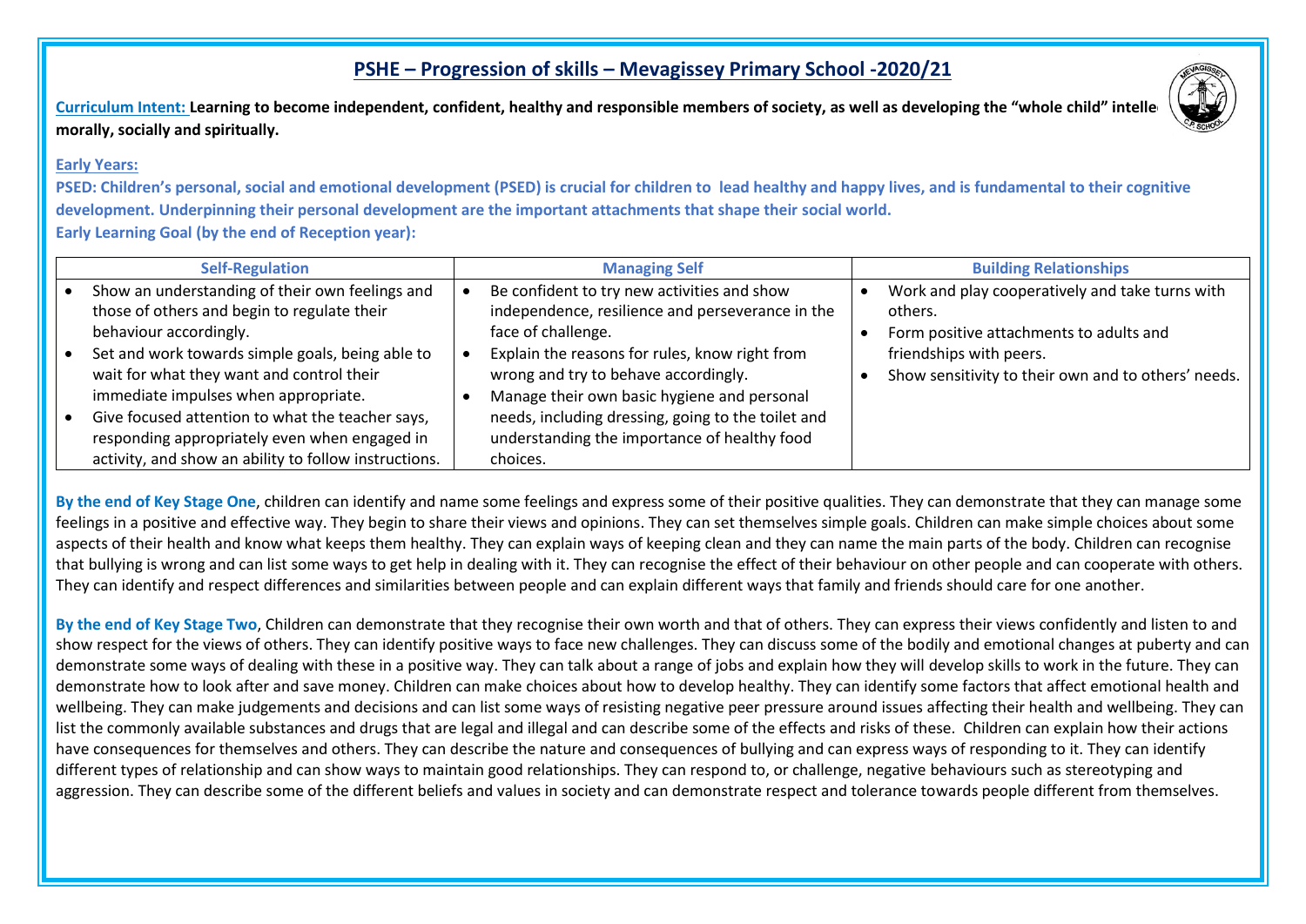# PSHE – Progression of skills – Mevagissey Primary School -2020/21

**Curriculum Intent: Learning to become independent, confident, healthy and responsible members of society, as well as developing the "whole child" intelle morally, socially and spiritually.**

**Early Years:**

**PSED: Children's personal, social and emotional development (PSED) is crucial for children to lead healthy and happy lives, and is fundamental to their cognitive development. Underpinning their personal development are the important attachments that shape their social world.**

**Early Learning Goal (by the end of Reception year):**

| Self-Regulation | Managing Self | Building Relationships |
|---|---|---|
| • Show an understanding of their own feelings and those of others and begin to regulate their behaviour accordingly.<br>• Set and work towards simple goals, being able to wait for what they want and control their immediate impulses when appropriate.<br>• Give focused attention to what the teacher says, responding appropriately even when engaged in activity, and show an ability to follow instructions. | • Be confident to try new activities and show independence, resilience and perseverance in the face of challenge.<br>• Explain the reasons for rules, know right from wrong and try to behave accordingly.<br>• Manage their own basic hygiene and personal needs, including dressing, going to the toilet and understanding the importance of healthy food choices. | • Work and play cooperatively and take turns with others.<br>• Form positive attachments to adults and friendships with peers.<br>• Show sensitivity to their own and to others' needs. |

**By the end of Key Stage One**, children can identify and name some feelings and express some of their positive qualities. They can demonstrate that they can manage some feelings in a positive and effective way. They begin to share their views and opinions. They can set themselves simple goals. Children can make simple choices about some aspects of their health and know what keeps them healthy. They can explain ways of keeping clean and they can name the main parts of the body. Children can recognise that bullying is wrong and can list some ways to get help in dealing with it. They can recognise the effect of their behaviour on other people and can cooperate with others. They can identify and respect differences and similarities between people and can explain different ways that family and friends should care for one another.

**By the end of Key Stage Two**, Children can demonstrate that they recognise their own worth and that of others. They can express their views confidently and listen to and show respect for the views of others. They can identify positive ways to face new challenges. They can discuss some of the bodily and emotional changes at puberty and can demonstrate some ways of dealing with these in a positive way. They can talk about a range of jobs and explain how they will develop skills to work in the future. They can demonstrate how to look after and save money. Children can make choices about how to develop healthy. They can identify some factors that affect emotional health and wellbeing. They can make judgements and decisions and can list some ways of resisting negative peer pressure around issues affecting their health and wellbeing. They can list the commonly available substances and drugs that are legal and illegal and can describe some of the effects and risks of these. Children can explain how their actions have consequences for themselves and others. They can describe the nature and consequences of bullying and can express ways of responding to it. They can identify different types of relationship and can show ways to maintain good relationships. They can respond to, or challenge, negative behaviours such as stereotyping and aggression. They can describe some of the different beliefs and values in society and can demonstrate respect and tolerance towards people different from themselves.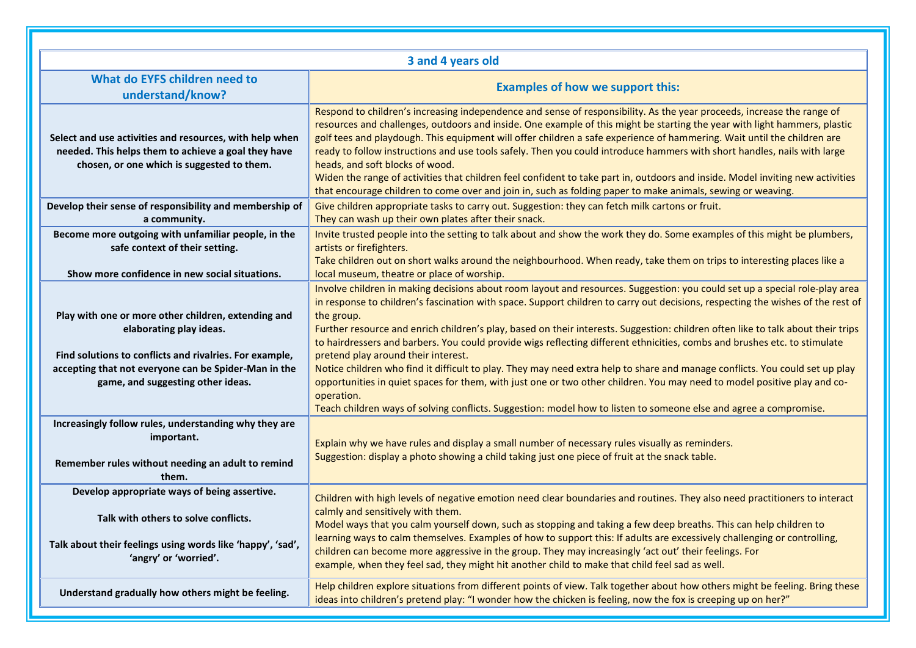| 3 and 4 years old | |
|---|---|
| **What do EYFS children need to understand/know?** | **Examples of how we support this:** |
| **Select and use activities and resources, with help when needed. This helps them to achieve a goal they have chosen, or one which is suggested to them.** | Respond to children's increasing independence and sense of responsibility. As the year proceeds, increase the range of resources and challenges, outdoors and inside. One example of this might be starting the year with light hammers, plastic golf tees and playdough. This equipment will offer children a safe experience of hammering. Wait until the children are ready to follow instructions and use tools safely. Then you could introduce hammers with short handles, nails with large heads, and soft blocks of wood.<br>Widen the range of activities that children feel confident to take part in, outdoors and inside. Model inviting new activities that encourage children to come over and join in, such as folding paper to make animals, sewing or weaving. |
| **Develop their sense of responsibility and membership of a community.** | Give children appropriate tasks to carry out. Suggestion: they can fetch milk cartons or fruit.<br>They can wash up their own plates after their snack. |
| **Become more outgoing with unfamiliar people, in the safe context of their setting.**<br><br>**Show more confidence in new social situations.** | Invite trusted people into the setting to talk about and show the work they do. Some examples of this might be plumbers, artists or firefighters.<br>Take children out on short walks around the neighbourhood. When ready, take them on trips to interesting places like a local museum, theatre or place of worship. |
| **Play with one or more other children, extending and elaborating play ideas.**<br><br>**Find solutions to conflicts and rivalries. For example, accepting that not everyone can be Spider-Man in the game, and suggesting other ideas.** | Involve children in making decisions about room layout and resources. Suggestion: you could set up a special role-play area in response to children's fascination with space. Support children to carry out decisions, respecting the wishes of the rest of the group.<br>Further resource and enrich children's play, based on their interests. Suggestion: children often like to talk about their trips to hairdressers and barbers. You could provide wigs reflecting different ethnicities, combs and brushes etc. to stimulate pretend play around their interest.<br>Notice children who find it difficult to play. They may need extra help to share and manage conflicts. You could set up play opportunities in quiet spaces for them, with just one or two other children. You may need to model positive play and co-operation.<br>Teach children ways of solving conflicts. Suggestion: model how to listen to someone else and agree a compromise. |
| **Increasingly follow rules, understanding why they are important.**<br><br>**Remember rules without needing an adult to remind them.** | Explain why we have rules and display a small number of necessary rules visually as reminders.<br>Suggestion: display a photo showing a child taking just one piece of fruit at the snack table. |
| **Develop appropriate ways of being assertive.**<br><br>**Talk with others to solve conflicts.**<br><br>**Talk about their feelings using words like 'happy', 'sad', 'angry' or 'worried'.** | Children with high levels of negative emotion need clear boundaries and routines. They also need practitioners to interact calmly and sensitively with them.<br>Model ways that you calm yourself down, such as stopping and taking a few deep breaths. This can help children to learning ways to calm themselves. Examples of how to support this: If adults are excessively challenging or controlling, children can become more aggressive in the group. They may increasingly 'act out' their feelings. For example, when they feel sad, they might hit another child to make that child feel sad as well. |
| **Understand gradually how others might be feeling.** | Help children explore situations from different points of view. Talk together about how others might be feeling. Bring these ideas into children's pretend play: "I wonder how the chicken is feeling, now the fox is creeping up on her?" |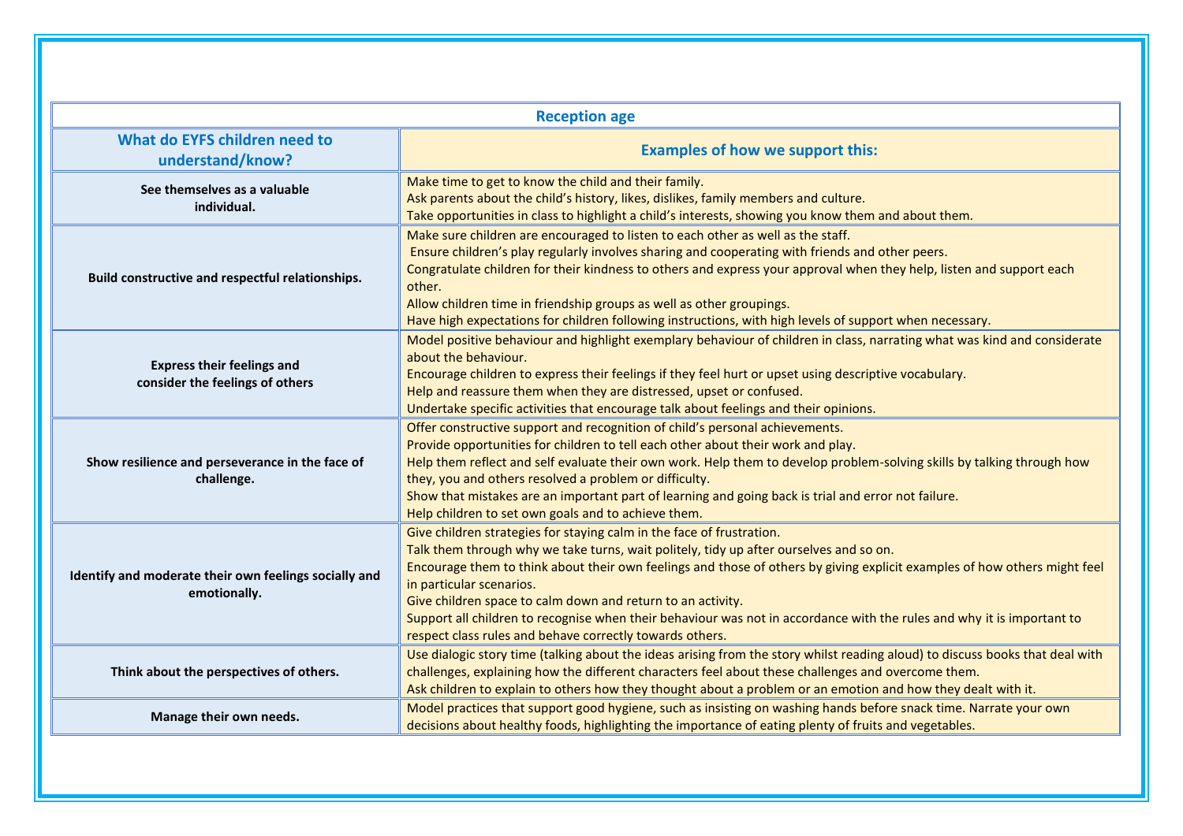| Reception age | |
|---|---|
| **What do EYFS children need to understand/know?** | **Examples of how we support this:** |
| **See themselves as a valuable individual.** | Make time to get to know the child and their family.<br>Ask parents about the child's history, likes, dislikes, family members and culture.<br>Take opportunities in class to highlight a child's interests, showing you know them and about them. |
| **Build constructive and respectful relationships.** | Make sure children are encouraged to listen to each other as well as the staff.<br>Ensure children's play regularly involves sharing and cooperating with friends and other peers.<br>Congratulate children for their kindness to others and express your approval when they help, listen and support each other.<br>Allow children time in friendship groups as well as other groupings.<br>Have high expectations for children following instructions, with high levels of support when necessary. |
| **Express their feelings and consider the feelings of others** | Model positive behaviour and highlight exemplary behaviour of children in class, narrating what was kind and considerate about the behaviour.<br>Encourage children to express their feelings if they feel hurt or upset using descriptive vocabulary.<br>Help and reassure them when they are distressed, upset or confused.<br>Undertake specific activities that encourage talk about feelings and their opinions. |
| **Show resilience and perseverance in the face of challenge.** | Offer constructive support and recognition of child's personal achievements.<br>Provide opportunities for children to tell each other about their work and play.<br>Help them reflect and self evaluate their own work. Help them to develop problem-solving skills by talking through how they, you and others resolved a problem or difficulty.<br>Show that mistakes are an important part of learning and going back is trial and error not failure.<br>Help children to set own goals and to achieve them. |
| **Identify and moderate their own feelings socially and emotionally.** | Give children strategies for staying calm in the face of frustration.<br>Talk them through why we take turns, wait politely, tidy up after ourselves and so on.<br>Encourage them to think about their own feelings and those of others by giving explicit examples of how others might feel in particular scenarios.<br>Give children space to calm down and return to an activity.<br>Support all children to recognise when their behaviour was not in accordance with the rules and why it is important to respect class rules and behave correctly towards others. |
| **Think about the perspectives of others.** | Use dialogic story time (talking about the ideas arising from the story whilst reading aloud) to discuss books that deal with challenges, explaining how the different characters feel about these challenges and overcome them.<br>Ask children to explain to others how they thought about a problem or an emotion and how they dealt with it. |
| **Manage their own needs.** | Model practices that support good hygiene, such as insisting on washing hands before snack time. Narrate your own decisions about healthy foods, highlighting the importance of eating plenty of fruits and vegetables. |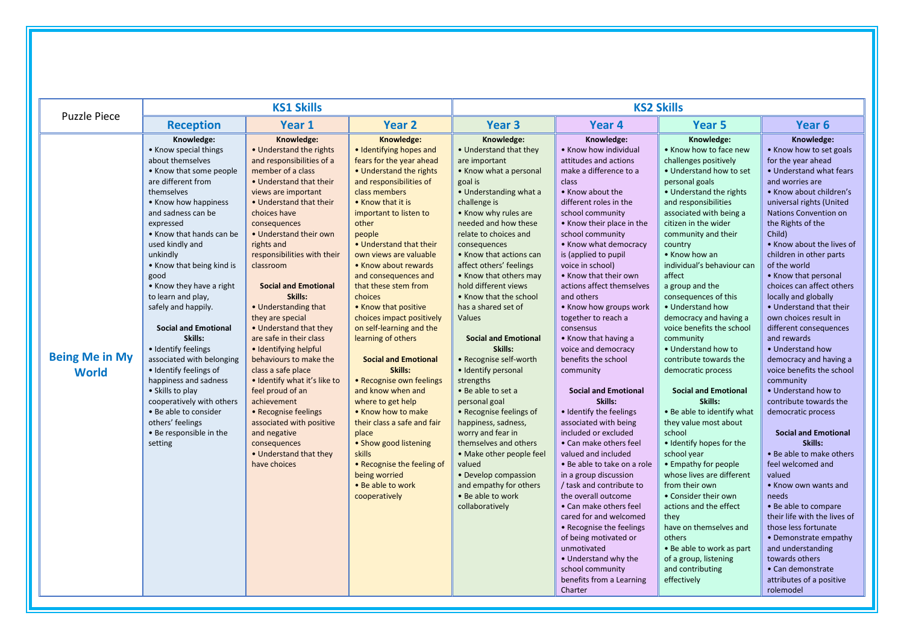| Puzzle Piece | KS1 Skills | | | KS2 Skills | | | |
|---|---|---|---|---|---|---|---|
| | Reception | Year 1 | Year 2 | Year 3 | Year 4 | Year 5 | Year 6 |
| **Being Me in My World** | **Knowledge:**<br>• Know special things about themselves<br>• Know that some people are different from themselves<br>• Know how happiness and sadness can be expressed<br>• Know that hands can be used kindly and unkindly<br>• Know that being kind is good<br>• Know they have a right to learn and play, safely and happily.<br><br>**Social and Emotional Skills:**<br>• Identify feelings associated with belonging<br>• Identify feelings of happiness and sadness<br>• Skills to play cooperatively with others<br>• Be able to consider others' feelings<br>• Be responsible in the setting | **Knowledge:**<br>• Understand the rights and responsibilities of a member of a class<br>• Understand that their views are important<br>• Understand that their choices have consequences<br>• Understand their own rights and responsibilities with their classroom<br><br>**Social and Emotional Skills:**<br>• Understanding that they are special<br>• Understand that they are safe in their class<br>• Identifying helpful behaviours to make the class a safe place<br>• Identify what it's like to feel proud of an achievement<br>• Recognise feelings associated with positive and negative consequences<br>• Understand that they have choices | **Knowledge:**<br>• Identifying hopes and fears for the year ahead<br>• Understand the rights and responsibilities of class members<br>• Know that it is important to listen to other people<br>• Understand that their own views are valuable<br>• Know about rewards and consequences and that these stem from choices<br>• Know that positive choices impact positively on self-learning and the learning of others<br><br>**Social and Emotional Skills:**<br>• Recognise own feelings and know when and where to get help<br>• Know how to make their class a safe and fair place<br>• Show good listening skills<br>• Recognise the feeling of being worried<br>• Be able to work cooperatively | **Knowledge:**<br>• Understand that they are important<br>• Know what a personal goal is<br>• Understanding what a challenge is<br>• Know why rules are needed and how these relate to choices and consequences<br>• Know that actions can affect others' feelings<br>• Know that others may hold different views<br>• Know that the school has a shared set of Values<br><br>**Social and Emotional Skills:**<br>• Recognise self-worth<br>• Identify personal strengths<br>• Be able to set a personal goal<br>• Recognise feelings of happiness, sadness, worry and fear in themselves and others<br>• Make other people feel valued<br>• Develop compassion and empathy for others<br>• Be able to work collaboratively | **Knowledge:**<br>• Know how individual attitudes and actions make a difference to a class<br>• Know about the different roles in the school community<br>• Know their place in the school community<br>• Know what democracy is (applied to pupil voice in school)<br>• Know that their own actions affect themselves and others<br>• Know how groups work together to reach a consensus<br>• Know that having a voice and democracy benefits the school community<br><br>**Social and Emotional Skills:**<br>• Identify the feelings associated with being included or excluded<br>• Can make others feel valued and included<br>• Be able to take on a role in a group discussion / task and contribute to the overall outcome<br>• Can make others feel cared for and welcomed<br>• Recognise the feelings of being motivated or unmotivated<br>• Understand why the school community benefits from a Learning Charter | **Knowledge:**<br>• Know how to face new challenges positively<br>• Understand how to set personal goals<br>• Understand the rights and responsibilities associated with being a citizen in the wider community and their country<br>• Know how an individual's behaviour can affect a group and the consequences of this<br>• Understand how democracy and having a voice benefits the school community<br>• Understand how to contribute towards the democratic process<br><br>**Social and Emotional Skills:**<br>• Be able to identify what they value most about school<br>• Identify hopes for the school year<br>• Empathy for people whose lives are different from their own<br>• Consider their own actions and the effect they have on themselves and others<br>• Be able to work as part of a group, listening and contributing effectively | **Knowledge:**<br>• Know how to set goals for the year ahead<br>• Understand what fears and worries are<br>• Know about children's universal rights (United Nations Convention on the Rights of the Child)<br>• Know about the lives of children in other parts of the world<br>• Know that personal choices can affect others locally and globally<br>• Understand that their own choices result in different consequences and rewards<br>• Understand how democracy and having a voice benefits the school community<br>• Understand how to contribute towards the democratic process<br><br>**Social and Emotional Skills:**<br>• Be able to make others feel welcomed and valued<br>• Know own wants and needs<br>• Be able to compare their life with the lives of those less fortunate<br>• Demonstrate empathy and understanding towards others<br>• Can demonstrate attributes of a positive rolemodel |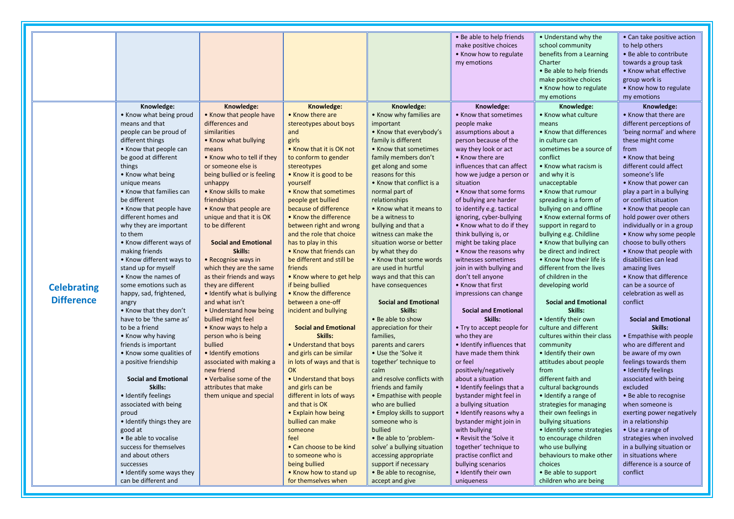| | | | | | | | |
|---|---|---|---|---|---|---|---|
| | | | | | • Be able to help friends make positive choices<br>• Know how to regulate my emotions | • Understand why the school community benefits from a Learning Charter<br>• Be able to help friends make positive choices<br>• Know how to regulate my emotions | • Can take positive action to help others<br>• Be able to contribute towards a group task<br>• Know what effective group work is<br>• Know how to regulate my emotions |
| **Celebrating Difference** | **Knowledge:**<br>• Know what being proud means and that people can be proud of different things<br>• Know that people can be good at different things<br>• Know what being unique means<br>• Know that families can be different<br>• Know that people have different homes and why they are important to them<br>• Know different ways of making friends<br>• Know different ways to stand up for myself<br>• Know the names of some emotions such as happy, sad, frightened, angry<br>• Know that they don't have to be 'the same as' to be a friend<br>• Know why having friends is important<br>• Know some qualities of a positive friendship<br><br>**Social and Emotional Skills:**<br>• Identify feelings associated with being proud<br>• Identify things they are good at<br>• Be able to vocalise success for themselves and about others successes<br>• Identify some ways they can be different and | **Knowledge:**<br>• Know that people have differences and similarities<br>• Know what bullying means<br>• Know who to tell if they or someone else is being bullied or is feeling unhappy<br>• Know skills to make friendships<br>• Know that people are unique and that it is OK to be different<br><br>**Social and Emotional Skills:**<br>• Recognise ways in which they are the same as their friends and ways they are different<br>• Identify what is bullying and what isn't<br>• Understand how being bullied might feel<br>• Know ways to help a person who is being bullied<br>• Identify emotions associated with making a new friend<br>• Verbalise some of the attributes that make them unique and special | **Knowledge:**<br>• Know there are stereotypes about boys and girls<br>• Know that it is OK not to conform to gender stereotypes<br>• Know it is good to be yourself<br>• Know that sometimes people get bullied because of difference<br>• Know the difference between right and wrong and the role that choice has to play in this<br>• Know that friends can be different and still be friends<br>• Know where to get help if being bullied<br>• Know the difference between a one-off incident and bullying<br><br>**Social and Emotional Skills:**<br>• Understand that boys and girls can be similar in lots of ways and that is OK<br>• Understand that boys and girls can be different in lots of ways and that is OK<br>• Explain how being bullied can make someone feel<br>• Can choose to be kind to someone who is being bullied<br>• Know how to stand up for themselves when | **Knowledge:**<br>• Know why families are important<br>• Know that everybody's family is different<br>• Know that sometimes family members don't get along and some reasons for this<br>• Know that conflict is a normal part of relationships<br>• Know what it means to be a witness to bullying and that a witness can make the situation worse or better by what they do<br>• Know that some words are used in hurtful ways and that this can have consequences<br><br>**Social and Emotional Skills:**<br>• Be able to show appreciation for their families, parents and carers<br>• Use the 'Solve it together' technique to calm and resolve conflicts with friends and family<br>• Empathise with people who are bullied<br>• Employ skills to support someone who is bullied<br>• Be able to 'problem-solve' a bullying situation accessing appropriate support if necessary<br>• Be able to recognise, accept and give | **Knowledge:**<br>• Know that sometimes people make assumptions about a person because of the way they look or act<br>• Know there are influences that can affect how we judge a person or situation<br>• Know that some forms of bullying are harder to identify e.g. tactical ignoring, cyber-bullying<br>• Know what to do if they think bullying is, or might be taking place<br>• Know the reasons why witnesses sometimes join in with bullying and don't tell anyone<br>• Know that first impressions can change<br><br>**Social and Emotional Skills:**<br>• Try to accept people for who they are<br>• Identify influences that have made them think or feel positively/negatively about a situation<br>• Identify feelings that a bystander might feel in a bullying situation<br>• Identify reasons why a bystander might join in with bullying<br>• Revisit the 'Solve it together' technique to practise conflict and bullying scenarios<br>• Identify their own uniqueness | **Knowledge:**<br>• Know what culture means<br>• Know that differences in culture can sometimes be a source of conflict<br>• Know what racism is and why it is unacceptable<br>• Know that rumour spreading is a form of bullying on and offline<br>• Know external forms of support in regard to bullying e.g. Childline<br>• Know that bullying can be direct and indirect<br>• Know how their life is different from the lives of children in the developing world<br><br>**Social and Emotional Skills:**<br>• Identify their own culture and different cultures within their class community<br>• Identify their own attitudes about people from different faith and cultural backgrounds<br>• Identify a range of strategies for managing their own feelings in bullying situations<br>• Identify some strategies to encourage children who use bullying behaviours to make other choices<br>• Be able to support children who are being | **Knowledge:**<br>• Know that there are different perceptions of 'being normal' and where these might come from<br>• Know that being different could affect someone's life<br>• Know that power can play a part in a bullying or conflict situation<br>• Know that people can hold power over others individually or in a group<br>• Know why some people choose to bully others<br>• Know that people with disabilities can lead amazing lives<br>• Know that difference can be a source of celebration as well as conflict<br><br>**Social and Emotional Skills:**<br>• Empathise with people who are different and be aware of my own feelings towards them<br>• Identify feelings associated with being excluded<br>• Be able to recognise when someone is exerting power negatively in a relationship<br>• Use a range of strategies when involved in a bullying situation or in situations where difference is a source of conflict |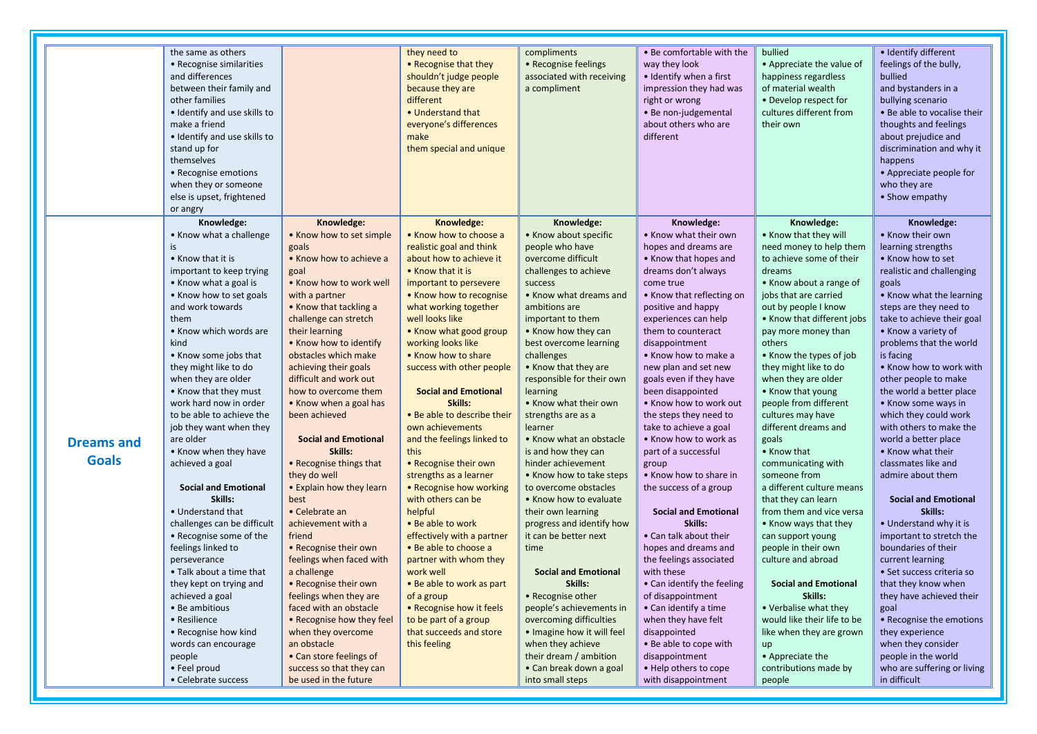| | | | | | | | |
|---|---|---|---|---|---|---|---|
| | the same as others<br>• Recognise similarities and differences between their family and other families<br>• Identify and use skills to make a friend<br>• Identify and use skills to stand up for themselves<br>• Recognise emotions when they or someone else is upset, frightened or angry | | they need to<br>• Recognise that they shouldn't judge people because they are different<br>• Understand that everyone's differences make them special and unique | compliments<br>• Recognise feelings associated with receiving a compliment | • Be comfortable with the way they look<br>• Identify when a first impression they had was right or wrong<br>• Be non-judgemental about others who are different | bullied<br>• Appreciate the value of happiness regardless of material wealth<br>• Develop respect for cultures different from their own | • Identify different feelings of the bully, bullied and bystanders in a bullying scenario<br>• Be able to vocalise their thoughts and feelings about prejudice and discrimination and why it happens<br>• Appreciate people for who they are<br>• Show empathy |
| **Dreams and Goals** | **Knowledge:**<br>• Know what a challenge is<br>• Know that it is important to keep trying<br>• Know what a goal is<br>• Know how to set goals and work towards them<br>• Know which words are kind<br>• Know some jobs that they might like to do when they are older<br>• Know that they must work hard now in order to be able to achieve the job they want when they are older<br>• Know when they have achieved a goal<br><br>**Social and Emotional Skills:**<br>• Understand that challenges can be difficult<br>• Recognise some of the feelings linked to perseverance<br>• Talk about a time that they kept on trying and achieved a goal<br>• Be ambitious<br>• Resilience<br>• Recognise how kind words can encourage people<br>• Feel proud<br>• Celebrate success | **Knowledge:**<br>• Know how to set simple goals<br>• Know how to achieve a goal<br>• Know how to work well with a partner<br>• Know that tackling a challenge can stretch their learning<br>• Know how to identify obstacles which make achieving their goals difficult and work out how to overcome them<br>• Know when a goal has been achieved<br><br>**Social and Emotional Skills:**<br>• Recognise things that they do well<br>• Explain how they learn best<br>• Celebrate an achievement with a friend<br>• Recognise their own feelings when faced with a challenge<br>• Recognise their own feelings when they are faced with an obstacle<br>• Recognise how they feel when they overcome an obstacle<br>• Can store feelings of success so that they can be used in the future | **Knowledge:**<br>• Know how to choose a realistic goal and think about how to achieve it<br>• Know that it is important to persevere<br>• Know how to recognise what working together well looks like<br>• Know what good group working looks like<br>• Know how to share success with other people<br><br>**Social and Emotional Skills:**<br>• Be able to describe their own achievements and the feelings linked to this<br>• Recognise their own strengths as a learner<br>• Recognise how working with others can be helpful<br>• Be able to work effectively with a partner<br>• Be able to choose a partner with whom they work well<br>• Be able to work as part of a group<br>• Recognise how it feels to be part of a group that succeeds and store this feeling | **Knowledge:**<br>• Know about specific people who have overcome difficult challenges to achieve success<br>• Know what dreams and ambitions are important to them<br>• Know how they can best overcome learning challenges<br>• Know that they are responsible for their own learning<br>• Know what their own strengths are as a learner<br>• Know what an obstacle is and how they can hinder achievement<br>• Know how to take steps to overcome obstacles<br>• Know how to evaluate their own learning progress and identify how it can be better next time<br><br>**Social and Emotional Skills:**<br>• Recognise other people's achievements in overcoming difficulties<br>• Imagine how it will feel when they achieve their dream / ambition<br>• Can break down a goal into small steps | **Knowledge:**<br>• Know what their own hopes and dreams are<br>• Know that hopes and dreams don't always come true<br>• Know that reflecting on positive and happy experiences can help them to counteract disappointment<br>• Know how to make a new plan and set new goals even if they have been disappointed<br>• Know how to work out the steps they need to take to achieve a goal<br>• Know how to work as part of a successful group<br>• Know how to share in the success of a group<br><br>**Social and Emotional Skills:**<br>• Can talk about their hopes and dreams and the feelings associated with these<br>• Can identify the feeling of disappointment<br>• Can identify a time when they have felt disappointed<br>• Be able to cope with disappointment<br>• Help others to cope with disappointment | **Knowledge:**<br>• Know that they will need money to help them to achieve some of their dreams<br>• Know about a range of jobs that are carried out by people I know<br>• Know that different jobs pay more money than others<br>• Know the types of job they might like to do when they are older<br>• Know that young people from different cultures may have different dreams and goals<br>• Know that communicating with someone from a different culture means that they can learn from them and vice versa<br>• Know ways that they can support young people in their own culture and abroad<br><br>**Social and Emotional Skills:**<br>• Verbalise what they would like their life to be like when they are grown up<br>• Appreciate the contributions made by people | **Knowledge:**<br>• Know their own learning strengths<br>• Know how to set realistic and challenging goals<br>• Know what the learning steps are they need to take to achieve their goal<br>• Know a variety of problems that the world is facing<br>• Know how to work with other people to make the world a better place<br>• Know some ways in which they could work with others to make the world a better place<br>• Know what their classmates like and admire about them<br><br>**Social and Emotional Skills:**<br>• Understand why it is important to stretch the boundaries of their current learning<br>• Set success criteria so that they know when they have achieved their goal<br>• Recognise the emotions they experience when they consider people in the world who are suffering or living in difficult |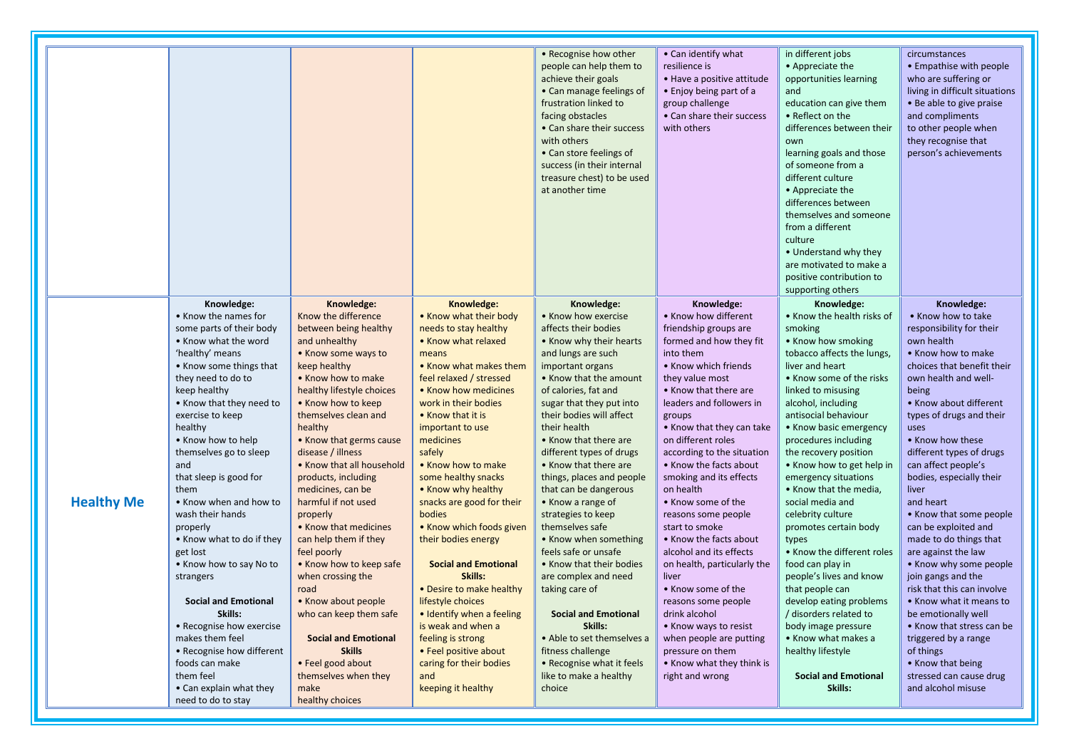| | | | | | | | |
|---|---|---|---|---|---|---|---|
| | | | | • Recognise how other people can help them to achieve their goals<br>• Can manage feelings of frustration linked to facing obstacles<br>• Can share their success with others<br>• Can store feelings of success (in their internal treasure chest) to be used at another time | • Can identify what resilience is<br>• Have a positive attitude<br>• Enjoy being part of a group challenge<br>• Can share their success with others | in different jobs<br>• Appreciate the opportunities learning and education can give them<br>• Reflect on the differences between their own learning goals and those of someone from a different culture<br>• Appreciate the differences between themselves and someone from a different culture<br>• Understand why they are motivated to make a positive contribution to supporting others | circumstances<br>• Empathise with people who are suffering or living in difficult situations<br>• Be able to give praise and compliments to other people when they recognise that person's achievements |
| **Healthy Me** | **Knowledge:**<br>• Know the names for some parts of their body<br>• Know what the word 'healthy' means<br>• Know some things that they need to do to keep healthy<br>• Know that they need to exercise to keep healthy<br>• Know how to help themselves go to sleep and that sleep is good for them<br>• Know when and how to wash their hands properly<br>• Know what to do if they get lost<br>• Know how to say No to strangers<br><br>**Social and Emotional Skills:**<br>• Recognise how exercise makes them feel<br>• Recognise how different foods can make them feel<br>• Can explain what they need to do to stay | **Knowledge:**<br>Know the difference between being healthy and unhealthy<br>• Know some ways to keep healthy<br>• Know how to make healthy lifestyle choices<br>• Know how to keep themselves clean and healthy<br>• Know that germs cause disease / illness<br>• Know that all household products, including medicines, can be harmful if not used properly<br>• Know that medicines can help them if they feel poorly<br>• Know how to keep safe when crossing the road<br>• Know about people who can keep them safe<br><br>**Social and Emotional Skills**<br>• Feel good about themselves when they make healthy choices | **Knowledge:**<br>• Know what their body needs to stay healthy<br>• Know what relaxed means<br>• Know what makes them feel relaxed / stressed<br>• Know how medicines work in their bodies<br>• Know that it is important to use medicines safely<br>• Know how to make some healthy snacks<br>• Know why healthy snacks are good for their bodies<br>• Know which foods given their bodies energy<br><br>**Social and Emotional Skills:**<br>• Desire to make healthy lifestyle choices<br>• Identify when a feeling is weak and when a feeling is strong<br>• Feel positive about caring for their bodies and keeping it healthy | **Knowledge:**<br>• Know how exercise affects their bodies<br>• Know why their hearts and lungs are such important organs<br>• Know that the amount of calories, fat and sugar that they put into their bodies will affect their health<br>• Know that there are different types of drugs<br>• Know that there are things, places and people that can be dangerous<br>• Know a range of strategies to keep themselves safe<br>• Know when something feels safe or unsafe<br>• Know that their bodies are complex and need taking care of<br><br>**Social and Emotional Skills:**<br>• Able to set themselves a fitness challenge<br>• Recognise what it feels like to make a healthy choice | **Knowledge:**<br>• Know how different friendship groups are formed and how they fit into them<br>• Know which friends they value most<br>• Know that there are leaders and followers in groups<br>• Know that they can take on different roles according to the situation<br>• Know the facts about smoking and its effects on health<br>• Know some of the reasons some people start to smoke<br>• Know the facts about alcohol and its effects on health, particularly the liver<br>• Know some of the reasons some people drink alcohol<br>• Know ways to resist when people are putting pressure on them<br>• Know what they think is right and wrong | **Knowledge:**<br>• Know the health risks of smoking<br>• Know how smoking tobacco affects the lungs, liver and heart<br>• Know some of the risks linked to misusing alcohol, including antisocial behaviour<br>• Know basic emergency procedures including the recovery position<br>• Know how to get help in emergency situations<br>• Know that the media, social media and celebrity culture promotes certain body types<br>• Know the different roles food can play in people's lives and know that people can develop eating problems / disorders related to body image pressure<br>• Know what makes a healthy lifestyle<br><br>**Social and Emotional Skills:** | **Knowledge:**<br>• Know how to take responsibility for their own health<br>• Know how to make choices that benefit their own health and well-being<br>• Know about different types of drugs and their uses<br>• Know how these different types of drugs can affect people's bodies, especially their liver and heart<br>• Know that some people can be exploited and made to do things that are against the law<br>• Know why some people join gangs and the risk that this can involve<br>• Know what it means to be emotionally well<br>• Know that stress can be triggered by a range of things<br>• Know that being stressed can cause drug and alcohol misuse |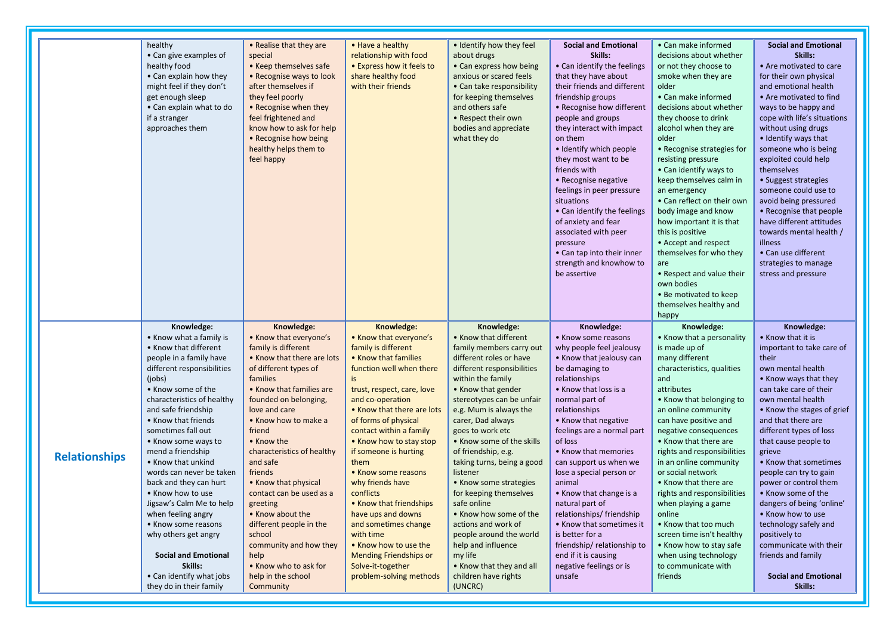| | | | | | | | |
|---|---|---|---|---|---|---|---|
| | healthy<br>• Can give examples of healthy food<br>• Can explain how they might feel if they don't get enough sleep<br>• Can explain what to do if a stranger approaches them | • Realise that they are special<br>• Keep themselves safe<br>• Recognise ways to look after themselves if they feel poorly<br>• Recognise when they feel frightened and know how to ask for help<br>• Recognise how being healthy helps them to feel happy | • Have a healthy relationship with food<br>• Express how it feels to share healthy food with their friends | • Identify how they feel about drugs<br>• Can express how being anxious or scared feels<br>• Can take responsibility for keeping themselves and others safe<br>• Respect their own bodies and appreciate what they do | **Social and Emotional Skills:**<br>• Can identify the feelings that they have about their friends and different friendship groups<br>• Recognise how different people and groups they interact with impact on them<br>• Identify which people they most want to be friends with<br>• Recognise negative feelings in peer pressure situations<br>• Can identify the feelings of anxiety and fear associated with peer pressure<br>• Can tap into their inner strength and knowhow to be assertive | • Can make informed decisions about whether or not they choose to smoke when they are older<br>• Can make informed decisions about whether they choose to drink alcohol when they are older<br>• Recognise strategies for resisting pressure<br>• Can identify ways to keep themselves calm in an emergency<br>• Can reflect on their own body image and know how important it is that this is positive<br>• Accept and respect themselves for who they are<br>• Respect and value their own bodies<br>• Be motivated to keep themselves healthy and happy | **Social and Emotional Skills:**<br>• Are motivated to care for their own physical and emotional health<br>• Are motivated to find ways to be happy and cope with life's situations without using drugs<br>• Identify ways that someone who is being exploited could help themselves<br>• Suggest strategies someone could use to avoid being pressured<br>• Recognise that people have different attitudes towards mental health / illness<br>• Can use different strategies to manage stress and pressure |
| **Relationships** | **Knowledge:**<br>• Know what a family is<br>• Know that different people in a family have different responsibilities (jobs)<br>• Know some of the characteristics of healthy and safe friendship<br>• Know that friends sometimes fall out<br>• Know some ways to mend a friendship<br>• Know that unkind words can never be taken back and they can hurt<br>• Know how to use Jigsaw's Calm Me to help when feeling angry<br>• Know some reasons why others get angry<br><br>**Social and Emotional Skills:**<br>• Can identify what jobs they do in their family | **Knowledge:**<br>• Know that everyone's family is different<br>• Know that there are lots of different types of families<br>• Know that families are founded on belonging, love and care<br>• Know how to make a friend<br>• Know the characteristics of healthy and safe friends<br>• Know that physical contact can be used as a greeting<br>• Know about the different people in the school community and how they help<br>• Know who to ask for help in the school Community | **Knowledge:**<br>• Know that everyone's family is different<br>• Know that families function well when there is trust, respect, care, love and co-operation<br>• Know that there are lots of forms of physical contact within a family<br>• Know how to stay stop if someone is hurting them<br>• Know some reasons why friends have conflicts<br>• Know that friendships have ups and downs and sometimes change with time<br>• Know how to use the Mending Friendships or Solve-it-together problem-solving methods | **Knowledge:**<br>• Know that different family members carry out different roles or have different responsibilities within the family<br>• Know that gender stereotypes can be unfair e.g. Mum is always the carer, Dad always goes to work etc<br>• Know some of the skills of friendship, e.g. taking turns, being a good listener<br>• Know some strategies for keeping themselves safe online<br>• Know how some of the actions and work of people around the world help and influence my life<br>• Know that they and all children have rights (UNCRC) | **Knowledge:**<br>• Know some reasons why people feel jealousy<br>• Know that jealousy can be damaging to relationships<br>• Know that loss is a normal part of relationships<br>• Know that negative feelings are a normal part of loss<br>• Know that memories can support us when we lose a special person or animal<br>• Know that change is a natural part of relationships/ friendship<br>• Know that sometimes it is better for a friendship/ relationship to end if it is causing negative feelings or is unsafe | **Knowledge:**<br>• Know that a personality is made up of many different characteristics, qualities and attributes<br>• Know that belonging to an online community can have positive and negative consequences<br>• Know that there are rights and responsibilities in an online community or social network<br>• Know that there are rights and responsibilities when playing a game online<br>• Know that too much screen time isn't healthy<br>• Know how to stay safe when using technology to communicate with friends | **Knowledge:**<br>• Know that it is important to take care of their own mental health<br>• Know ways that they can take care of their own mental health<br>• Know the stages of grief and that there are different types of loss that cause people to grieve<br>• Know that sometimes people can try to gain power or control them<br>• Know some of the dangers of being 'online'<br>• Know how to use technology safely and positively to communicate with their friends and family<br><br>**Social and Emotional Skills:** |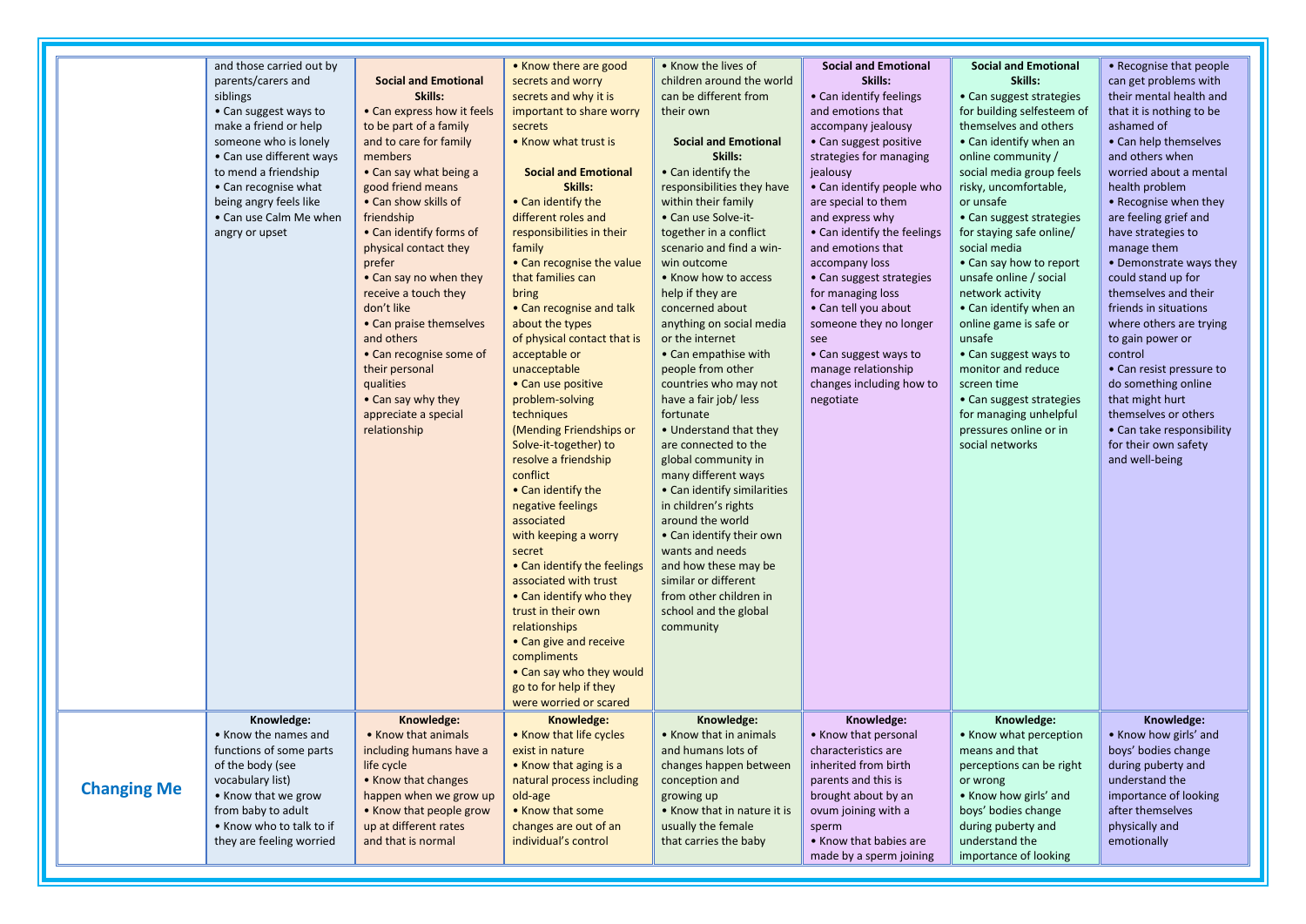|  |  |  |  |  |  |  |  |
|---|---|---|---|---|---|---|---|
|  | and those carried out by parents/carers and siblings<br>• Can suggest ways to make a friend or help someone who is lonely<br>• Can use different ways to mend a friendship<br>• Can recognise what being angry feels like<br>• Can use Calm Me when angry or upset | **Social and Emotional Skills:**<br>• Can express how it feels to be part of a family and to care for family members<br>• Can say what being a good friend means<br>• Can show skills of friendship<br>• Can identify forms of physical contact they prefer<br>• Can say no when they receive a touch they don't like<br>• Can praise themselves and others<br>• Can recognise some of their personal qualities<br>• Can say why they appreciate a special relationship | • Know there are good secrets and worry secrets and why it is important to share worry secrets<br>• Know what trust is<br>**Social and Emotional Skills:**<br>• Can identify the different roles and responsibilities in their family<br>• Can recognise the value that families can bring<br>• Can recognise and talk about the types of physical contact that is acceptable or unacceptable<br>• Can use positive problem-solving techniques (Mending Friendships or Solve-it-together) to resolve a friendship conflict<br>• Can identify the negative feelings associated with keeping a worry secret<br>• Can identify the feelings associated with trust<br>• Can identify who they trust in their own relationships<br>• Can give and receive compliments<br>• Can say who they would go to for help if they were worried or scared | • Know the lives of children around the world can be different from their own<br>**Social and Emotional Skills:**<br>• Can identify the responsibilities they have within their family<br>• Can use Solve-it-together in a conflict scenario and find a win-win outcome<br>• Know how to access help if they are concerned about anything on social media or the internet<br>• Can empathise with people from other countries who may not have a fair job/ less fortunate<br>• Understand that they are connected to the global community in many different ways<br>• Can identify similarities in children's rights around the world<br>• Can identify their own wants and needs and how these may be similar or different from other children in school and the global community | **Social and Emotional Skills:**<br>• Can identify feelings and emotions that accompany jealousy<br>• Can suggest positive strategies for managing jealousy<br>• Can identify people who are special to them and express why<br>• Can identify the feelings and emotions that accompany loss<br>• Can suggest strategies for managing loss<br>• Can tell you about someone they no longer see<br>• Can suggest ways to manage relationship changes including how to negotiate | **Social and Emotional Skills:**<br>• Can suggest strategies for building selfesteem of themselves and others<br>• Can identify when an online community / social media group feels risky, uncomfortable, or unsafe<br>• Can suggest strategies for staying safe online/ social media<br>• Can say how to report unsafe online / social network activity<br>• Can identify when an online game is safe or unsafe<br>• Can suggest ways to monitor and reduce screen time<br>• Can suggest strategies for managing unhelpful pressures online or in social networks | • Recognise that people can get problems with their mental health and that it is nothing to be ashamed of<br>• Can help themselves and others when worried about a mental health problem<br>• Recognise when they are feeling grief and have strategies to manage them<br>• Demonstrate ways they could stand up for themselves and their friends in situations where others are trying to gain power or control<br>• Can resist pressure to do something online that might hurt themselves or others<br>• Can take responsibility for their own safety and well-being |
| **Changing Me** | **Knowledge:**<br>• Know the names and functions of some parts of the body (see vocabulary list)<br>• Know that we grow from baby to adult<br>• Know who to talk to if they are feeling worried | **Knowledge:**<br>• Know that animals including humans have a life cycle<br>• Know that changes happen when we grow up<br>• Know that people grow up at different rates and that is normal | **Knowledge:**<br>• Know that life cycles exist in nature<br>• Know that aging is a natural process including old-age<br>• Know that some changes are out of an individual's control | **Knowledge:**<br>• Know that in animals and humans lots of changes happen between conception and growing up<br>• Know that in nature it is usually the female that carries the baby | **Knowledge:**<br>• Know that personal characteristics are inherited from birth parents and this is brought about by an ovum joining with a sperm<br>• Know that babies are made by a sperm joining | **Knowledge:**<br>• Know what perception means and that perceptions can be right or wrong<br>• Know how girls' and boys' bodies change during puberty and understand the importance of looking | **Knowledge:**<br>• Know how girls' and boys' bodies change during puberty and understand the importance of looking after themselves physically and emotionally |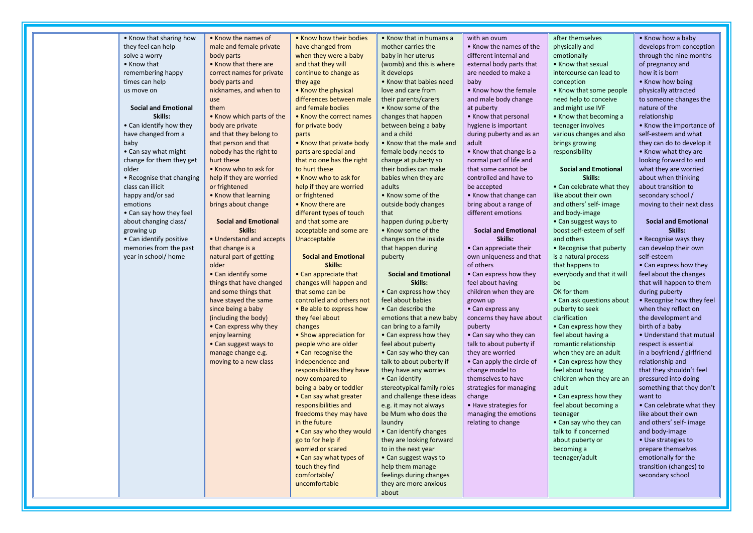| | | | | | | | |
|---|---|---|---|---|---|---|---|
| | • Know that sharing how they feel can help solve a worry<br>• Know that remembering happy times can help us move on<br><br>**Social and Emotional Skills:**<br>• Can identify how they have changed from a baby<br>• Can say what might change for them they get older<br>• Recognise that changing class can illicit happy and/or sad emotions<br>• Can say how they feel about changing class/ growing up<br>• Can identify positive memories from the past year in school/ home | • Know the names of male and female private body parts<br>• Know that there are correct names for private body parts and nicknames, and when to use them<br>• Know which parts of the body are private and that they belong to that person and that nobody has the right to hurt these<br>• Know who to ask for help if they are worried or frightened<br>• Know that learning brings about change<br><br>**Social and Emotional Skills:**<br>• Understand and accepts that change is a natural part of getting older<br>• Can identify some things that have changed and some things that have stayed the same since being a baby (including the body)<br>• Can express why they enjoy learning<br>• Can suggest ways to manage change e.g. moving to a new class | • Know how their bodies have changed from when they were a baby and that they will continue to change as they age<br>• Know the physical differences between male and female bodies<br>• Know the correct names for private body parts<br>• Know that private body parts are special and that no one has the right to hurt these<br>• Know who to ask for help if they are worried or frightened<br>• Know there are different types of touch and that some are acceptable and some are Unacceptable<br><br>**Social and Emotional Skills:**<br>• Can appreciate that changes will happen and that some can be controlled and others not<br>• Be able to express how they feel about changes<br>• Show appreciation for people who are older<br>• Can recognise the independence and responsibilities they have now compared to being a baby or toddler<br>• Can say what greater responsibilities and freedoms they may have in the future<br>• Can say who they would go to for help if worried or scared<br>• Can say what types of touch they find comfortable/ uncomfortable | • Know that in humans a mother carries the baby in her uterus (womb) and this is where it develops<br>• Know that babies need love and care from their parents/carers<br>• Know some of the changes that happen between being a baby and a child<br>• Know that the male and female body needs to change at puberty so their bodies can make babies when they are adults<br>• Know some of the outside body changes that happen during puberty<br>• Know some of the changes on the inside that happen during puberty<br><br>**Social and Emotional Skills:**<br>• Can express how they feel about babies<br>• Can describe the emotions that a new baby can bring to a family<br>• Can express how they feel about puberty<br>• Can say who they can talk to about puberty if they have any worries<br>• Can identify stereotypical family roles and challenge these ideas e.g. it may not always be Mum who does the laundry<br>• Can identify changes they are looking forward to in the next year<br>• Can suggest ways to help them manage feelings during changes they are more anxious about | with an ovum<br>• Know the names of the different internal and external body parts that are needed to make a baby<br>• Know how the female and male body change at puberty<br>• Know that personal hygiene is important during puberty and as an adult<br>• Know that change is a normal part of life and that some cannot be controlled and have to be accepted<br>• Know that change can bring about a range of different emotions<br><br>**Social and Emotional Skills:**<br>• Can appreciate their own uniqueness and that of others<br>• Can express how they feel about having children when they are grown up<br>• Can express any concerns they have about puberty<br>• Can say who they can talk to about puberty if they are worried<br>• Can apply the circle of change model to themselves to have strategies for managing change<br>• Have strategies for managing the emotions relating to change | after themselves physically and emotionally<br>• Know that sexual intercourse can lead to conception<br>• Know that some people need help to conceive and might use IVF<br>• Know that becoming a teenager involves various changes and also brings growing responsibility<br><br>**Social and Emotional Skills:**<br>• Can celebrate what they like about their own and others' self- image and body-image<br>• Can suggest ways to boost self-esteem of self and others<br>• Recognise that puberty is a natural process that happens to everybody and that it will be OK for them<br>• Can ask questions about puberty to seek clarification<br>• Can express how they feel about having a romantic relationship when they are an adult<br>• Can express how they feel about having children when they are an adult<br>• Can express how they feel about becoming a teenager<br>• Can say who they can talk to if concerned about puberty or becoming a teenager/adult | • Know how a baby develops from conception through the nine months of pregnancy and how it is born<br>• Know how being physically attracted to someone changes the nature of the relationship<br>• Know the importance of self-esteem and what they can do to develop it<br>• Know what they are looking forward to and what they are worried about when thinking about transition to secondary school / moving to their next class<br><br>**Social and Emotional Skills:**<br>• Recognise ways they can develop their own self-esteem<br>• Can express how they feel about the changes that will happen to them during puberty<br>• Recognise how they feel when they reflect on the development and birth of a baby<br>• Understand that mutual respect is essential in a boyfriend / girlfriend relationship and that they shouldn't feel pressured into doing something that they don't want to<br>• Can celebrate what they like about their own and others' self- image and body-image<br>• Use strategies to prepare themselves emotionally for the transition (changes) to secondary school |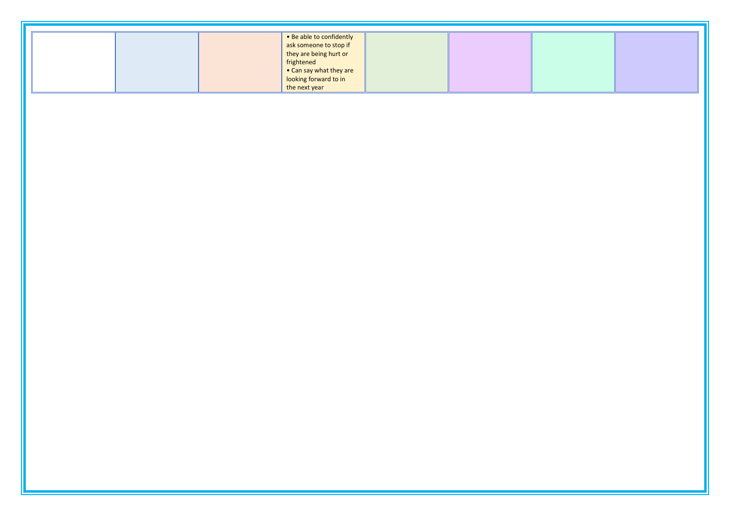| | | | | | | | |
|---|---|---|---|---|---|---|---|
| | | | • Be able to confidently ask someone to stop if they are being hurt or frightened<br>• Can say what they are looking forward to in the next year | | | | |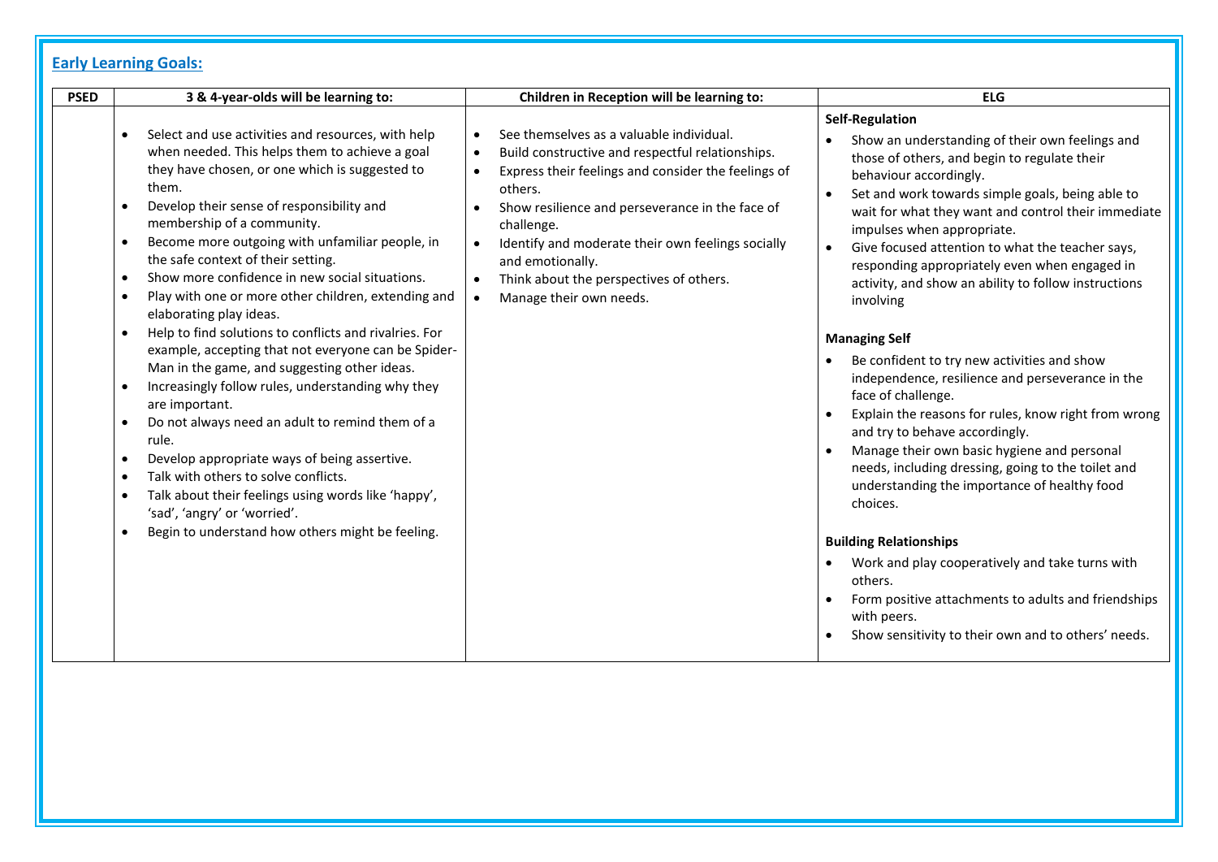## Early Learning Goals:

| PSED | 3 & 4-year-olds will be learning to: | Children in Reception will be learning to: | ELG |
|---|---|---|---|
| | • Select and use activities and resources, with help when needed. This helps them to achieve a goal they have chosen, or one which is suggested to them.<br>• Develop their sense of responsibility and membership of a community.<br>• Become more outgoing with unfamiliar people, in the safe context of their setting.<br>• Show more confidence in new social situations.<br>• Play with one or more other children, extending and elaborating play ideas.<br>• Help to find solutions to conflicts and rivalries. For example, accepting that not everyone can be Spider-Man in the game, and suggesting other ideas.<br>• Increasingly follow rules, understanding why they are important.<br>• Do not always need an adult to remind them of a rule.<br>• Develop appropriate ways of being assertive.<br>• Talk with others to solve conflicts.<br>• Talk about their feelings using words like 'happy', 'sad', 'angry' or 'worried'.<br>• Begin to understand how others might be feeling. | • See themselves as a valuable individual.<br>• Build constructive and respectful relationships.<br>• Express their feelings and consider the feelings of others.<br>• Show resilience and perseverance in the face of challenge.<br>• Identify and moderate their own feelings socially and emotionally.<br>• Think about the perspectives of others.<br>• Manage their own needs. | **Self-Regulation**<br>• Show an understanding of their own feelings and those of others, and begin to regulate their behaviour accordingly.<br>• Set and work towards simple goals, being able to wait for what they want and control their immediate impulses when appropriate.<br>• Give focused attention to what the teacher says, responding appropriately even when engaged in activity, and show an ability to follow instructions involving<br><br>**Managing Self**<br>• Be confident to try new activities and show independence, resilience and perseverance in the face of challenge.<br>• Explain the reasons for rules, know right from wrong and try to behave accordingly.<br>• Manage their own basic hygiene and personal needs, including dressing, going to the toilet and understanding the importance of healthy food choices.<br><br>**Building Relationships**<br>• Work and play cooperatively and take turns with others.<br>• Form positive attachments to adults and friendships with peers.<br>• Show sensitivity to their own and to others' needs. |